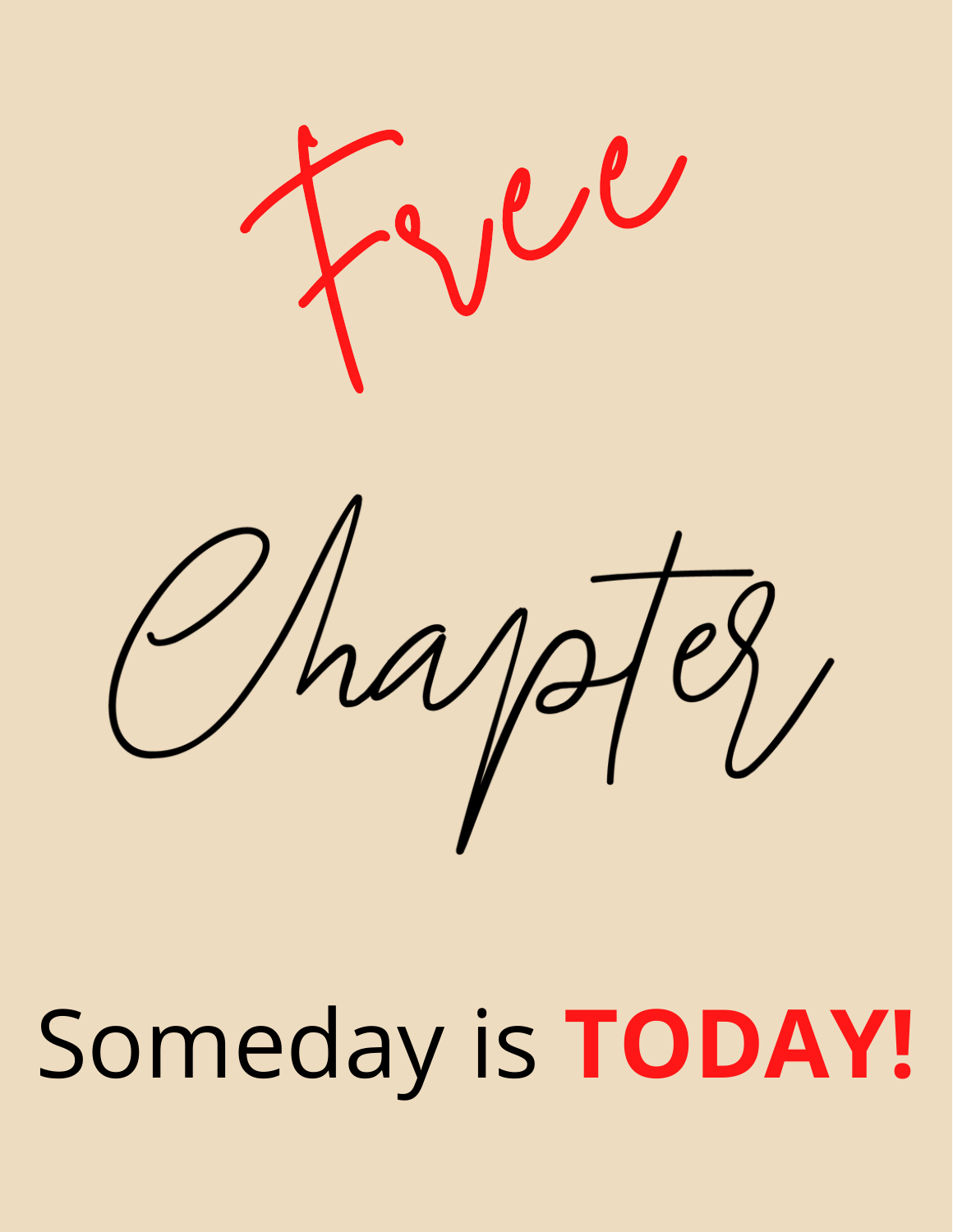# Free Chapter

Someday is **TODAY!**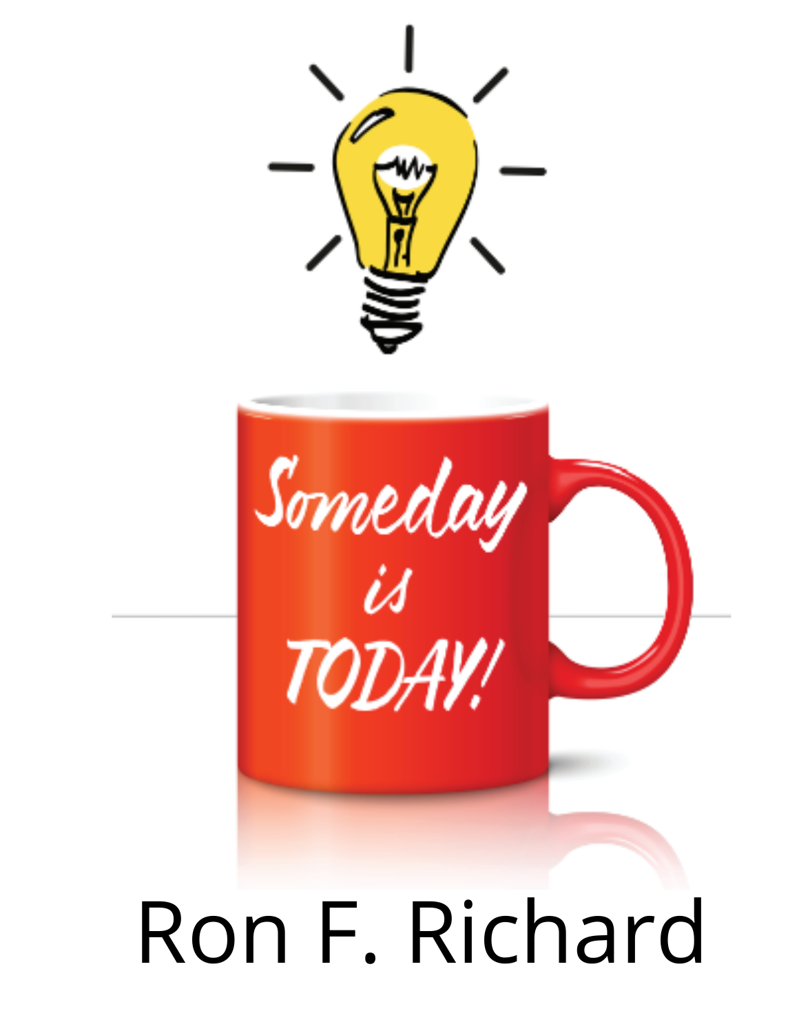# Someday is TODAY!

Ron F. Richard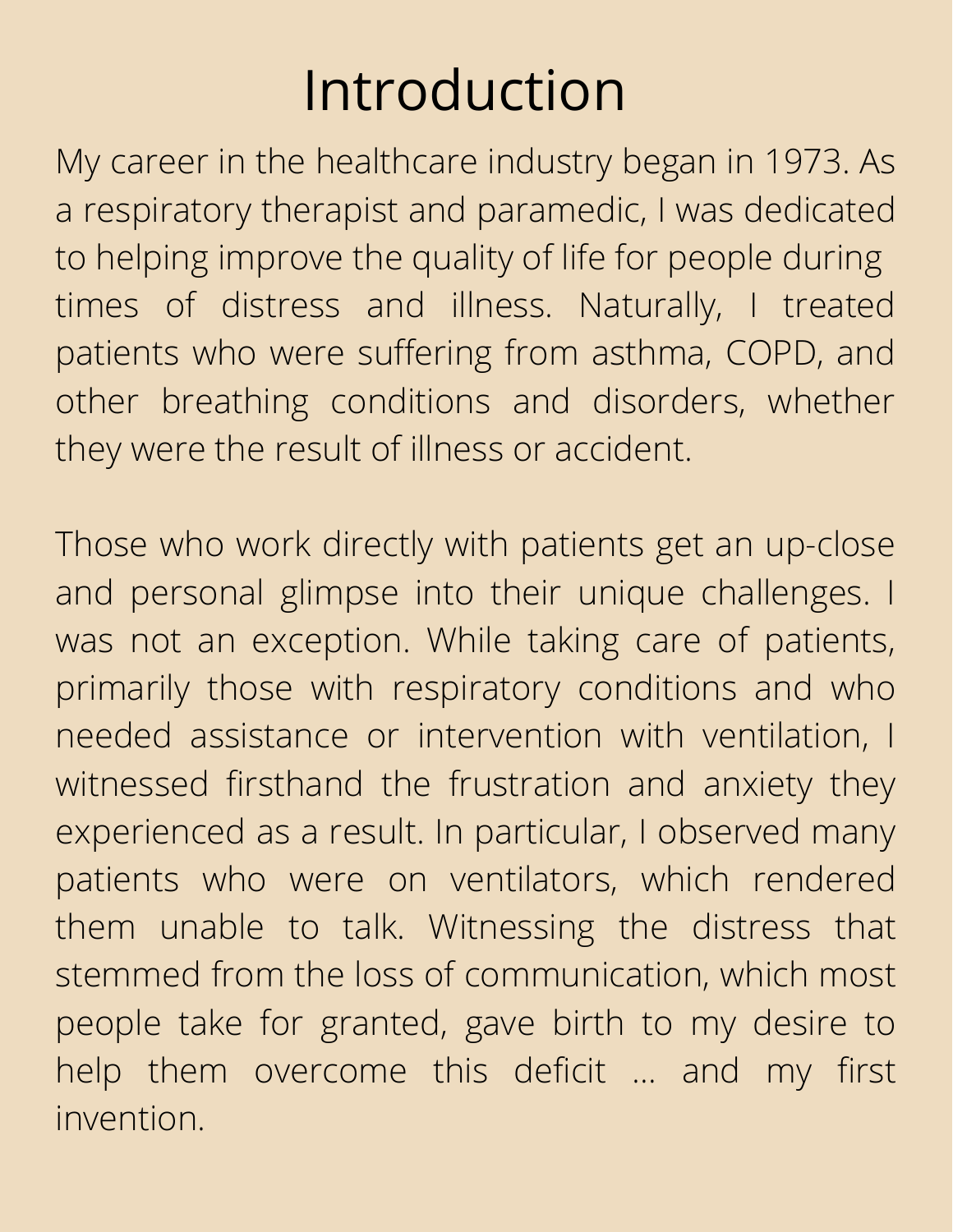# Introduction

My career in the healthcare industry began in 1973. As a respiratory therapist and paramedic, I was dedicated to helping improve the quality of life for people during times of distress and illness. Naturally, I treated patients who were suffering from asthma, COPD, and other breathing conditions and disorders, whether they were the result of illness or accident.

Those who work directly with patients get an up-close and personal glimpse into their unique challenges. I was not an exception. While taking care of patients, primarily those with respiratory conditions and who needed assistance or intervention with ventilation, I witnessed firsthand the frustration and anxiety they experienced as a result. In particular, I observed many patients who were on ventilators, which rendered them unable to talk. Witnessing the distress that stemmed from the loss of communication, which most people take for granted, gave birth to my desire to help them overcome this deficit ... and my first invention.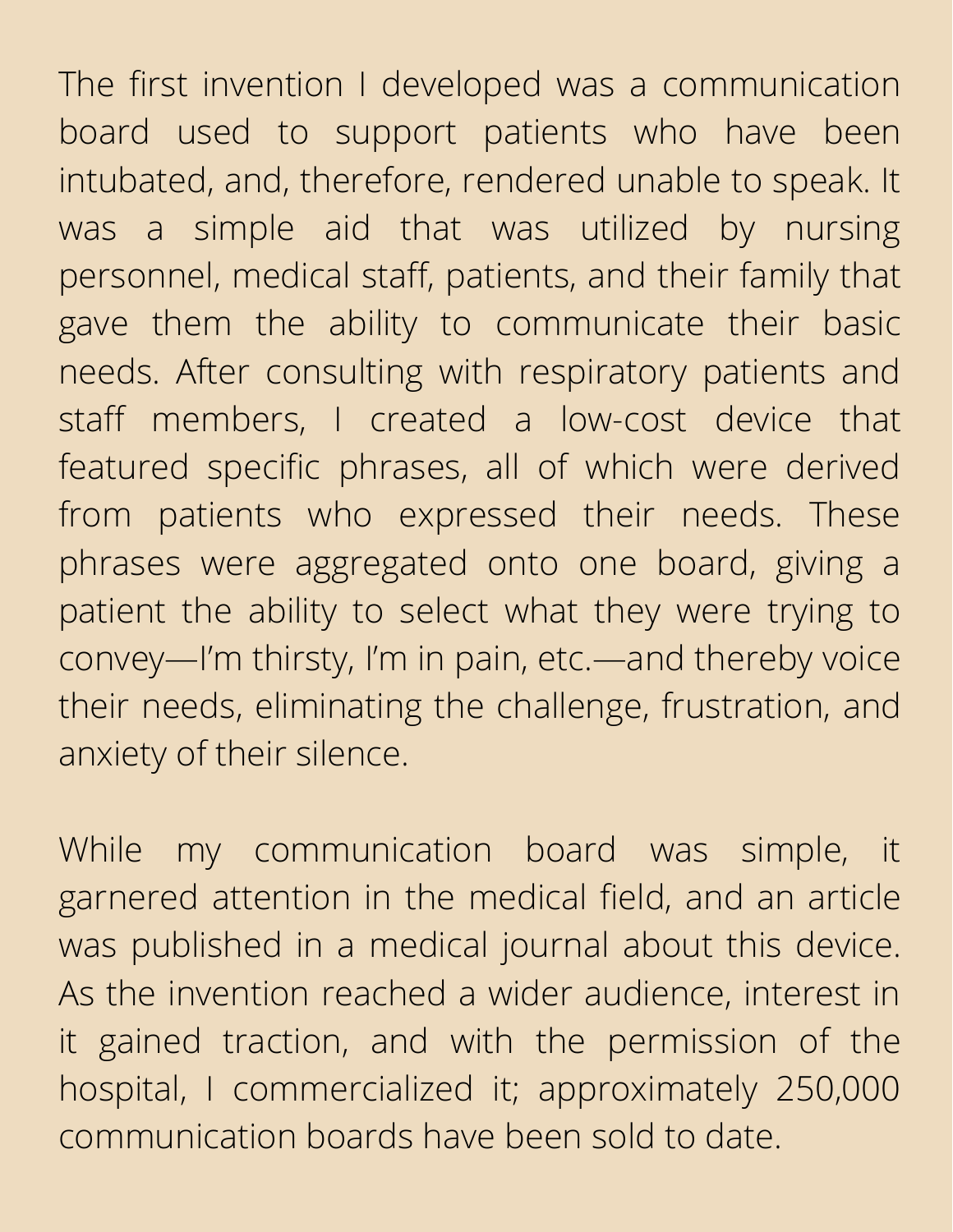The first invention I developed was a communication board used to support patients who have been intubated, and, therefore, rendered unable to speak. It was a simple aid that was utilized by nursing personnel, medical staff, patients, and their family that gave them the ability to communicate their basic needs. After consulting with respiratory patients and staff members, I created a low-cost device that featured specific phrases, all of which were derived from patients who expressed their needs. These phrases were aggregated onto one board, giving a patient the ability to select what they were trying to convey—I'm thirsty, I'm in pain, etc.—and thereby voice their needs, eliminating the challenge, frustration, and anxiety of their silence.

While my communication board was simple, it garnered attention in the medical field, and an article was published in a medical journal about this device. As the invention reached a wider audience, interest in it gained traction, and with the permission of the hospital, I commercialized it; approximately 250,000 communication boards have been sold to date.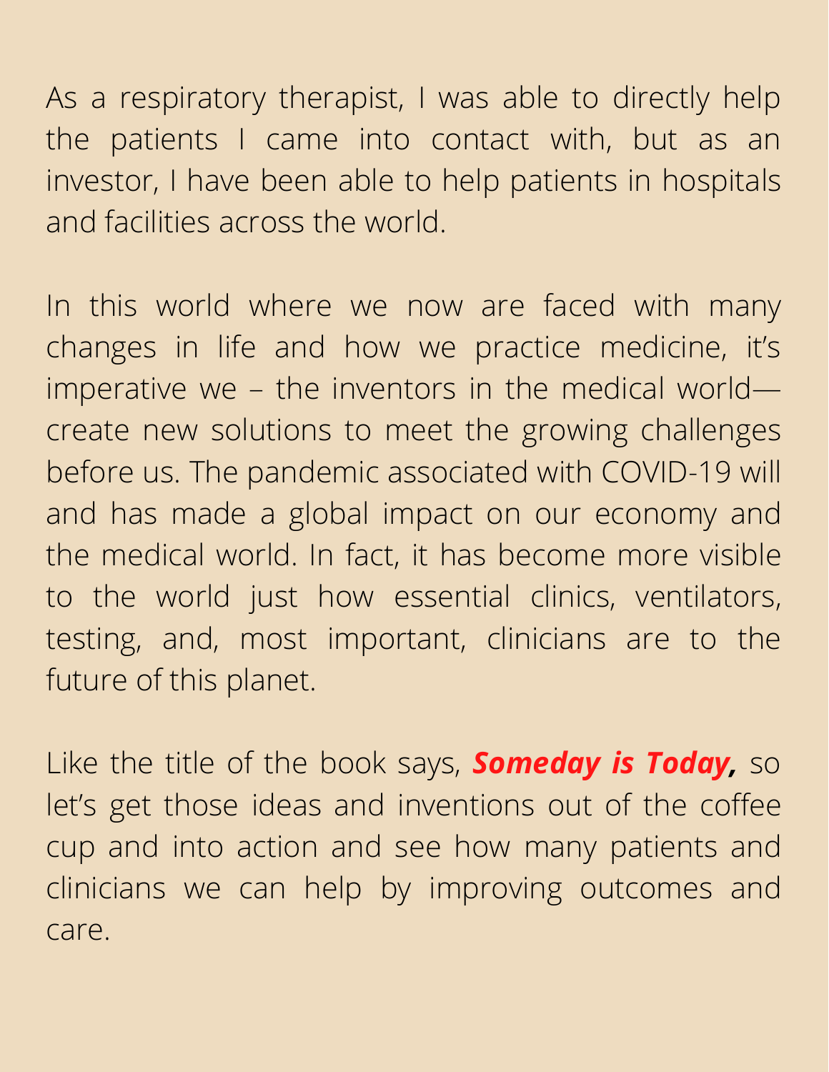As a respiratory therapist, I was able to directly help the patients I came into contact with, but as an investor, I have been able to help patients in hospitals and facilities across the world.

In this world where we now are faced with many changes in life and how we practice medicine, it's imperative we – the inventors in the medical world—create new solutions to meet the growing challenges before us. The pandemic associated with COVID-19 will and has made a global impact on our economy and the medical world. In fact, it has become more visible to the world just how essential clinics, ventilators, testing, and, most important, clinicians are to the future of this planet.

Like the title of the book says, ***Someday is Today,*** so let's get those ideas and inventions out of the coffee cup and into action and see how many patients and clinicians we can help by improving outcomes and care.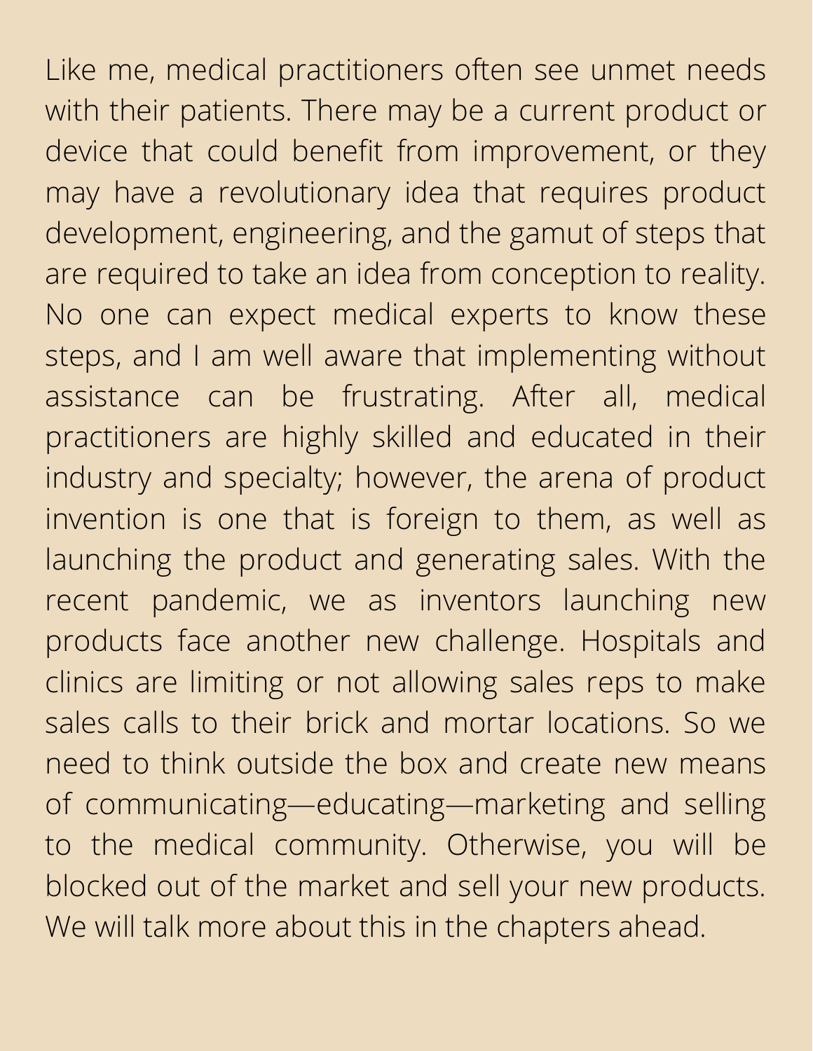Like me, medical practitioners often see unmet needs with their patients. There may be a current product or device that could benefit from improvement, or they may have a revolutionary idea that requires product development, engineering, and the gamut of steps that are required to take an idea from conception to reality. No one can expect medical experts to know these steps, and I am well aware that implementing without assistance can be frustrating. After all, medical practitioners are highly skilled and educated in their industry and specialty; however, the arena of product invention is one that is foreign to them, as well as launching the product and generating sales. With the recent pandemic, we as inventors launching new products face another new challenge. Hospitals and clinics are limiting or not allowing sales reps to make sales calls to their brick and mortar locations. So we need to think outside the box and create new means of communicating—educating—marketing and selling to the medical community. Otherwise, you will be blocked out of the market and sell your new products. We will talk more about this in the chapters ahead.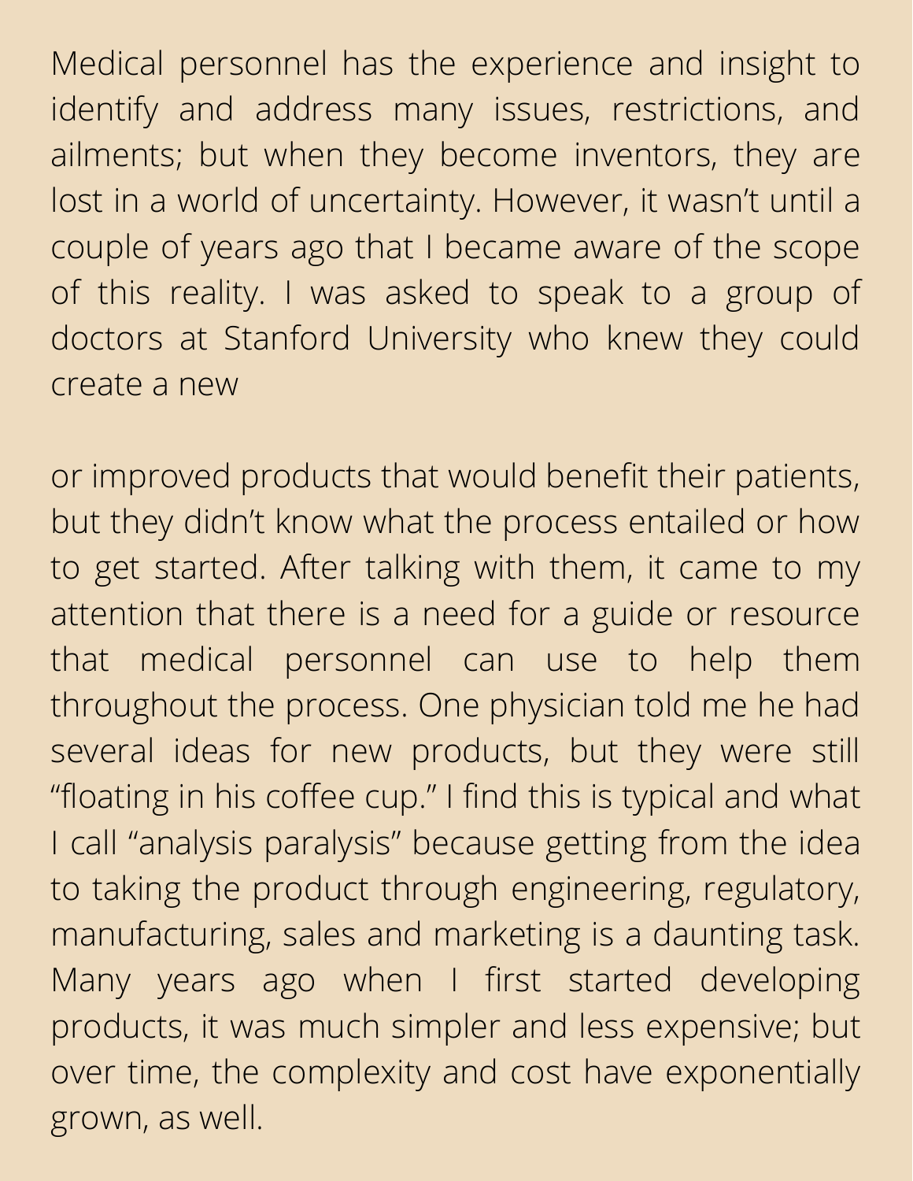Medical personnel has the experience and insight to identify and address many issues, restrictions, and ailments; but when they become inventors, they are lost in a world of uncertainty. However, it wasn't until a couple of years ago that I became aware of the scope of this reality. I was asked to speak to a group of doctors at Stanford University who knew they could create a new or improved products that would benefit their patients, but they didn't know what the process entailed or how to get started. After talking with them, it came to my attention that there is a need for a guide or resource that medical personnel can use to help them throughout the process. One physician told me he had several ideas for new products, but they were still "floating in his coffee cup." I find this is typical and what I call "analysis paralysis" because getting from the idea to taking the product through engineering, regulatory, manufacturing, sales and marketing is a daunting task. Many years ago when I first started developing products, it was much simpler and less expensive; but over time, the complexity and cost have exponentially grown, as well.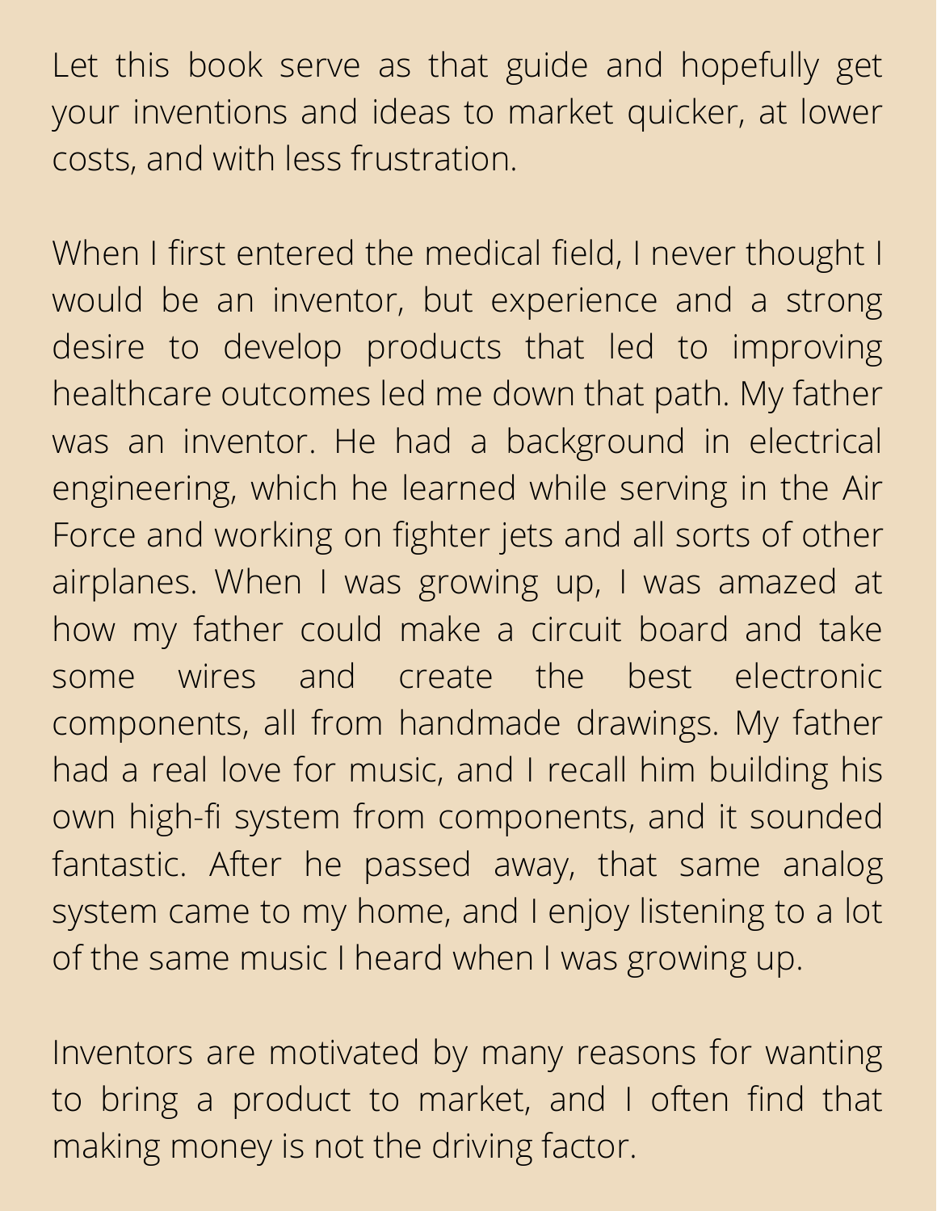Let this book serve as that guide and hopefully get your inventions and ideas to market quicker, at lower costs, and with less frustration.

When I first entered the medical field, I never thought I would be an inventor, but experience and a strong desire to develop products that led to improving healthcare outcomes led me down that path. My father was an inventor. He had a background in electrical engineering, which he learned while serving in the Air Force and working on fighter jets and all sorts of other airplanes. When I was growing up, I was amazed at how my father could make a circuit board and take some wires and create the best electronic components, all from handmade drawings. My father had a real love for music, and I recall him building his own high-fi system from components, and it sounded fantastic. After he passed away, that same analog system came to my home, and I enjoy listening to a lot of the same music I heard when I was growing up.

Inventors are motivated by many reasons for wanting to bring a product to market, and I often find that making money is not the driving factor.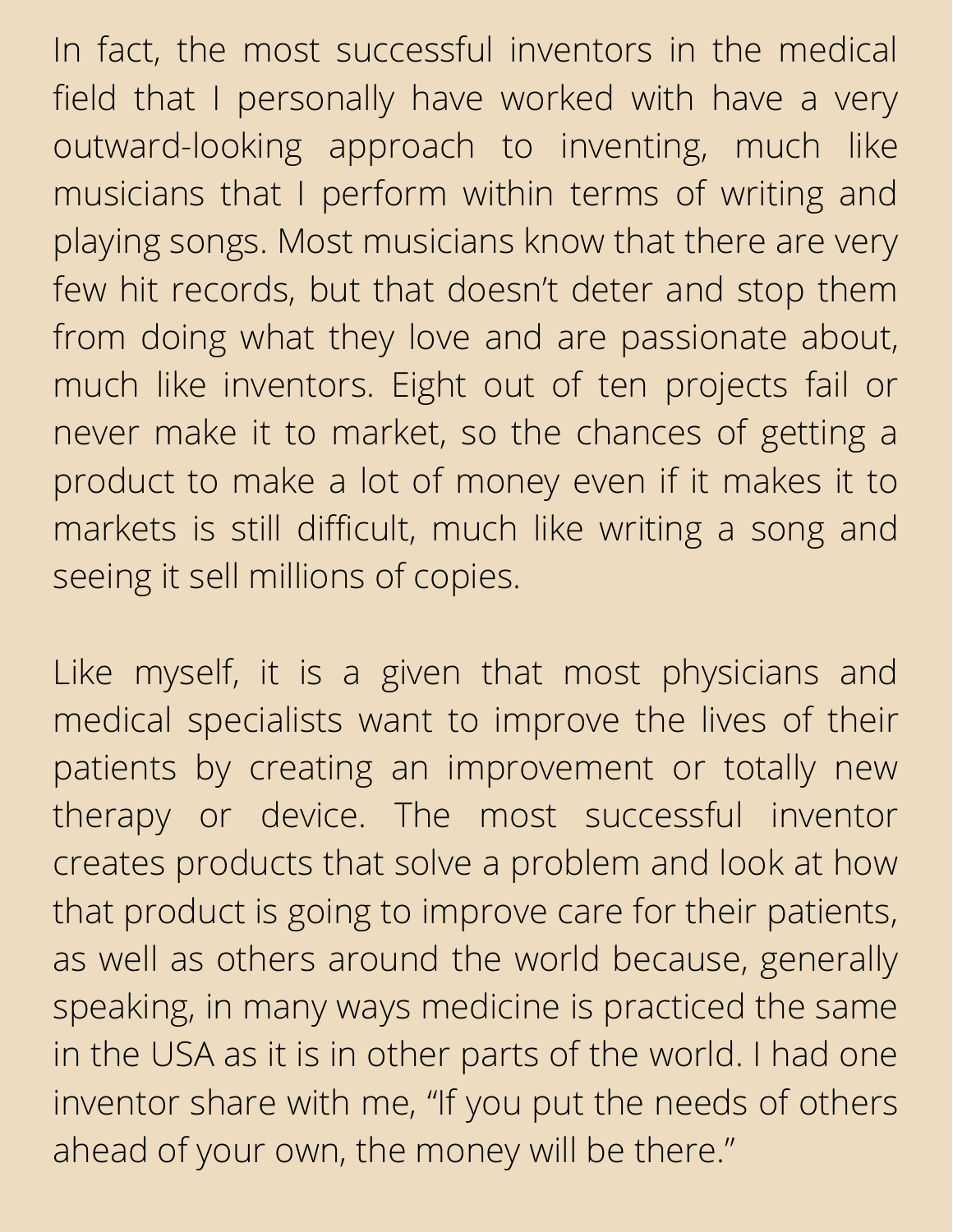In fact, the most successful inventors in the medical field that I personally have worked with have a very outward-looking approach to inventing, much like musicians that I perform within terms of writing and playing songs. Most musicians know that there are very few hit records, but that doesn't deter and stop them from doing what they love and are passionate about, much like inventors. Eight out of ten projects fail or never make it to market, so the chances of getting a product to make a lot of money even if it makes it to markets is still difficult, much like writing a song and seeing it sell millions of copies.

Like myself, it is a given that most physicians and medical specialists want to improve the lives of their patients by creating an improvement or totally new therapy or device. The most successful inventor creates products that solve a problem and look at how that product is going to improve care for their patients, as well as others around the world because, generally speaking, in many ways medicine is practiced the same in the USA as it is in other parts of the world. I had one inventor share with me, "If you put the needs of others ahead of your own, the money will be there."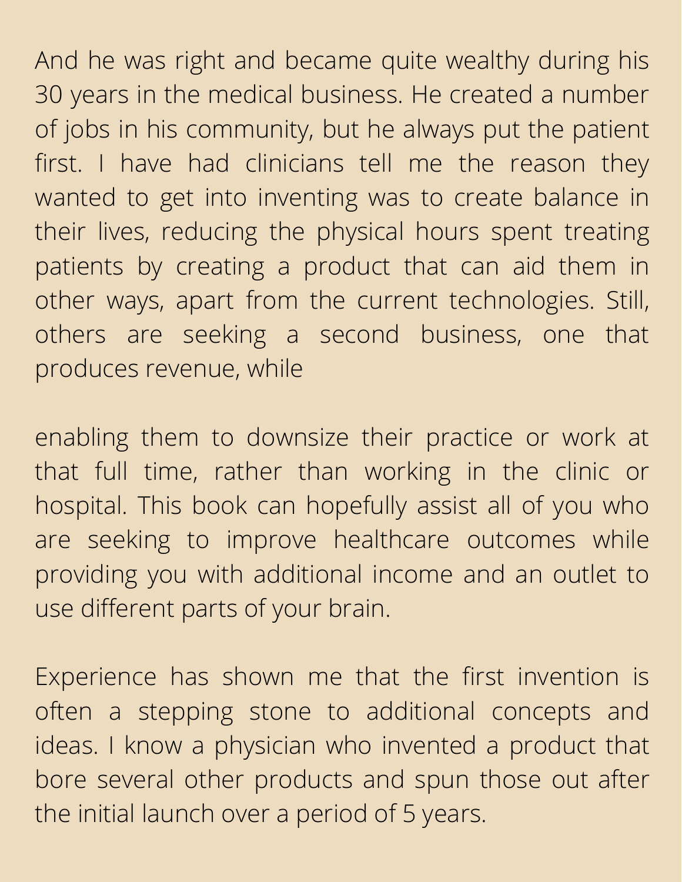And he was right and became quite wealthy during his 30 years in the medical business. He created a number of jobs in his community, but he always put the patient first. I have had clinicians tell me the reason they wanted to get into inventing was to create balance in their lives, reducing the physical hours spent treating patients by creating a product that can aid them in other ways, apart from the current technologies. Still, others are seeking a second business, one that produces revenue, while

enabling them to downsize their practice or work at that full time, rather than working in the clinic or hospital. This book can hopefully assist all of you who are seeking to improve healthcare outcomes while providing you with additional income and an outlet to use different parts of your brain.

Experience has shown me that the first invention is often a stepping stone to additional concepts and ideas. I know a physician who invented a product that bore several other products and spun those out after the initial launch over a period of 5 years.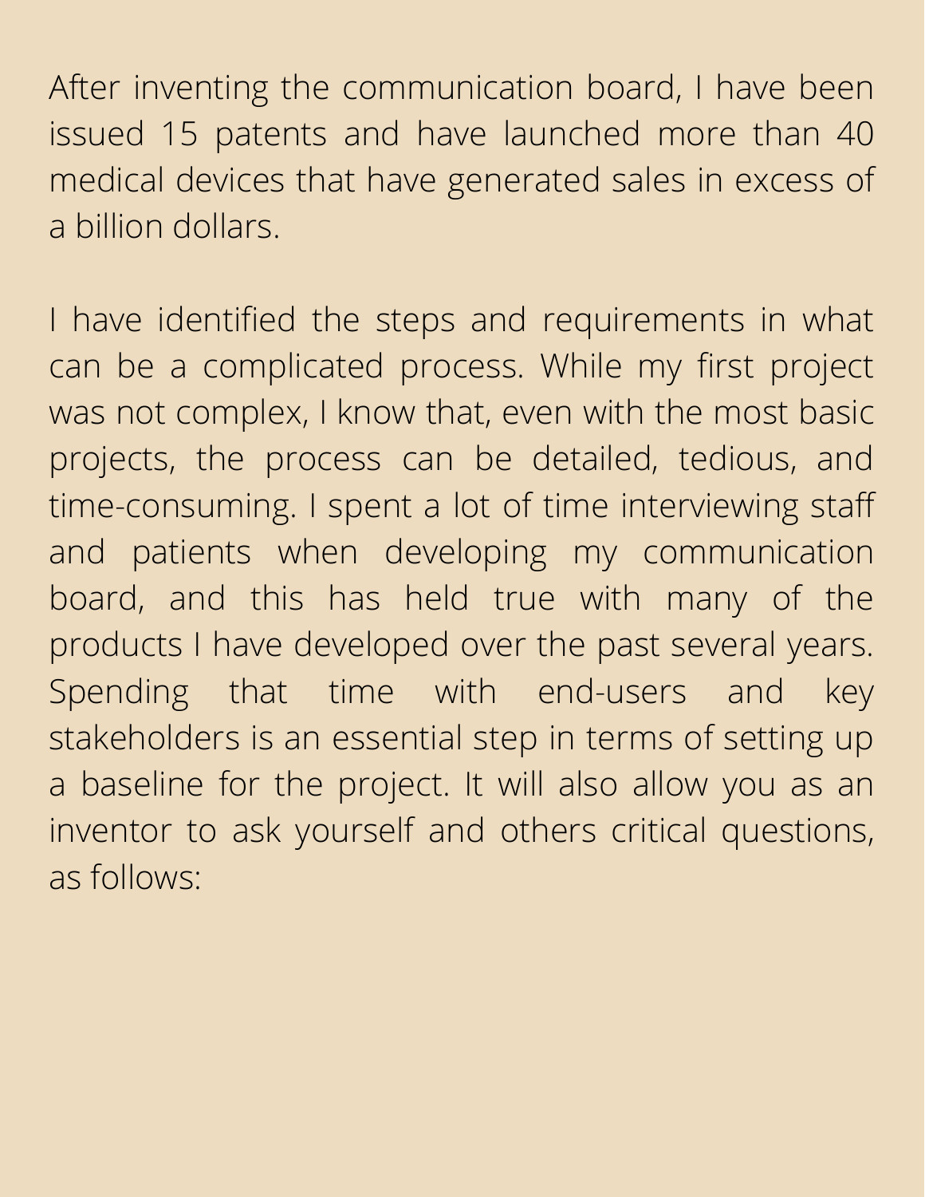After inventing the communication board, I have been issued 15 patents and have launched more than 40 medical devices that have generated sales in excess of a billion dollars.

I have identified the steps and requirements in what can be a complicated process. While my first project was not complex, I know that, even with the most basic projects, the process can be detailed, tedious, and time-consuming. I spent a lot of time interviewing staff and patients when developing my communication board, and this has held true with many of the products I have developed over the past several years. Spending that time with end-users and key stakeholders is an essential step in terms of setting up a baseline for the project. It will also allow you as an inventor to ask yourself and others critical questions, as follows: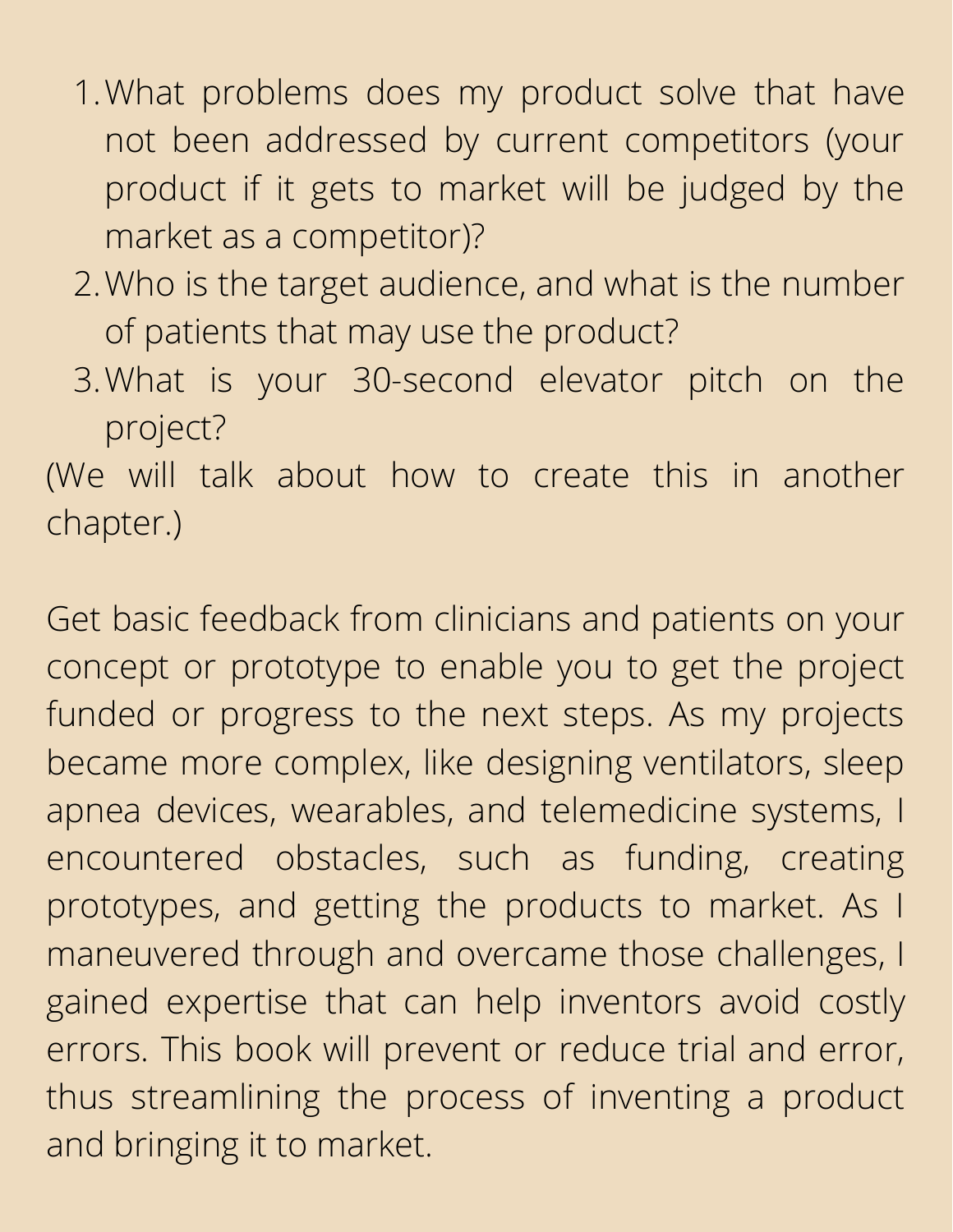1. What problems does my product solve that have not been addressed by current competitors (your product if it gets to market will be judged by the market as a competitor)?
2. Who is the target audience, and what is the number of patients that may use the product?
3. What is your 30-second elevator pitch on the project?

(We will talk about how to create this in another chapter.)

Get basic feedback from clinicians and patients on your concept or prototype to enable you to get the project funded or progress to the next steps. As my projects became more complex, like designing ventilators, sleep apnea devices, wearables, and telemedicine systems, I encountered obstacles, such as funding, creating prototypes, and getting the products to market. As I maneuvered through and overcame those challenges, I gained expertise that can help inventors avoid costly errors. This book will prevent or reduce trial and error, thus streamlining the process of inventing a product and bringing it to market.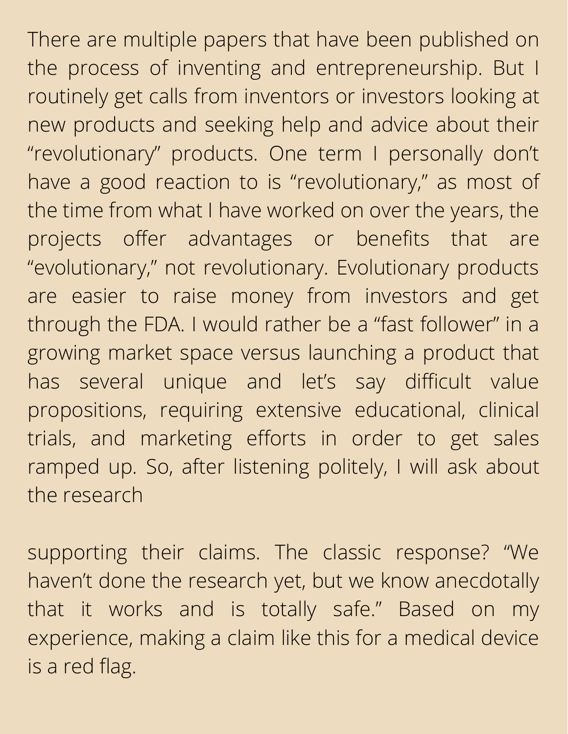There are multiple papers that have been published on the process of inventing and entrepreneurship. But I routinely get calls from inventors or investors looking at new products and seeking help and advice about their "revolutionary" products. One term I personally don't have a good reaction to is "revolutionary," as most of the time from what I have worked on over the years, the projects offer advantages or benefits that are "evolutionary," not revolutionary. Evolutionary products are easier to raise money from investors and get through the FDA. I would rather be a "fast follower" in a growing market space versus launching a product that has several unique and let's say difficult value propositions, requiring extensive educational, clinical trials, and marketing efforts in order to get sales ramped up. So, after listening politely, I will ask about the research supporting their claims. The classic response? "We haven't done the research yet, but we know anecdotally that it works and is totally safe." Based on my experience, making a claim like this for a medical device is a red flag.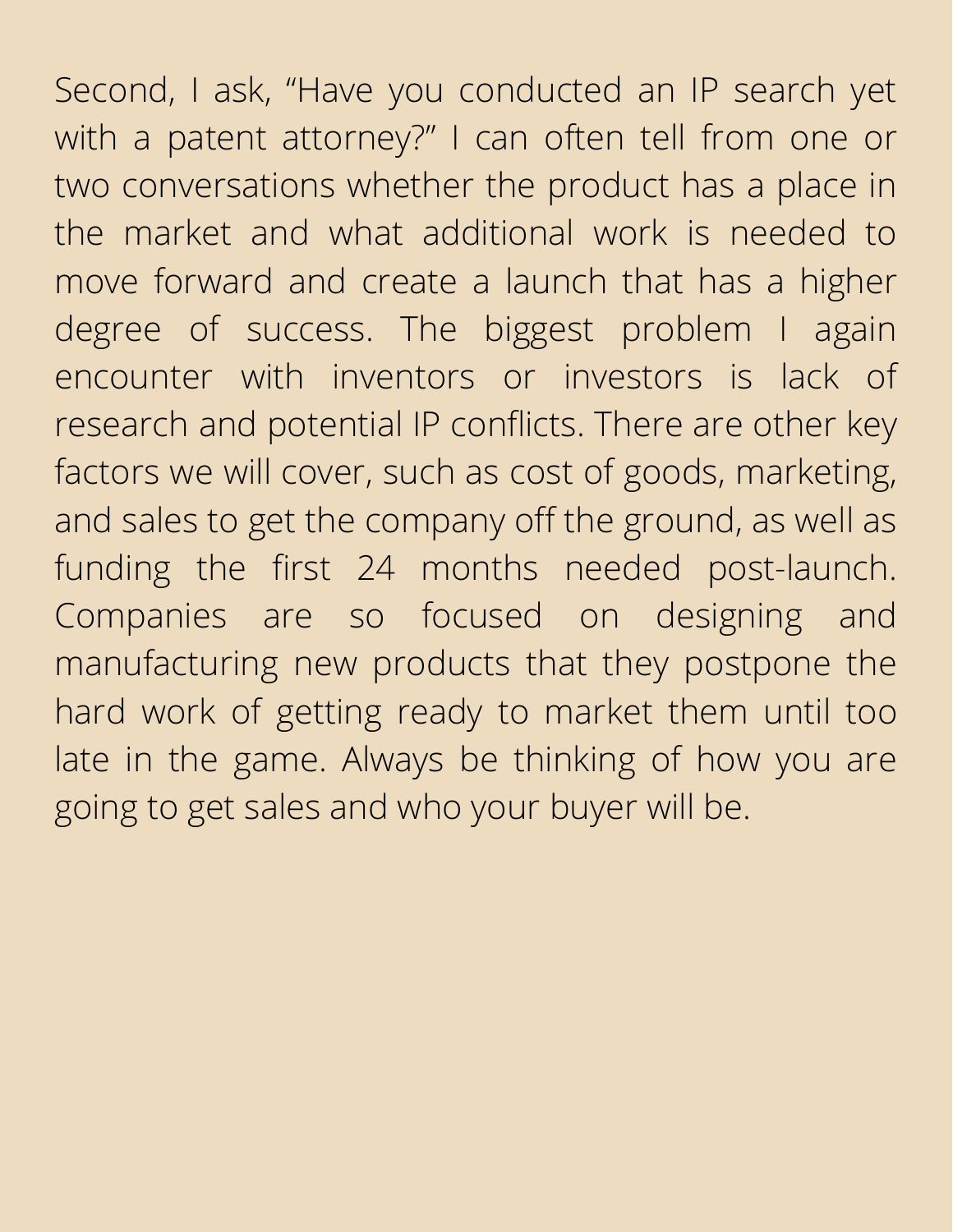Second, I ask, “Have you conducted an IP search yet with a patent attorney?” I can often tell from one or two conversations whether the product has a place in the market and what additional work is needed to move forward and create a launch that has a higher degree of success. The biggest problem I again encounter with inventors or investors is lack of research and potential IP conflicts. There are other key factors we will cover, such as cost of goods, marketing, and sales to get the company off the ground, as well as funding the first 24 months needed post-launch. Companies are so focused on designing and manufacturing new products that they postpone the hard work of getting ready to market them until too late in the game. Always be thinking of how you are going to get sales and who your buyer will be.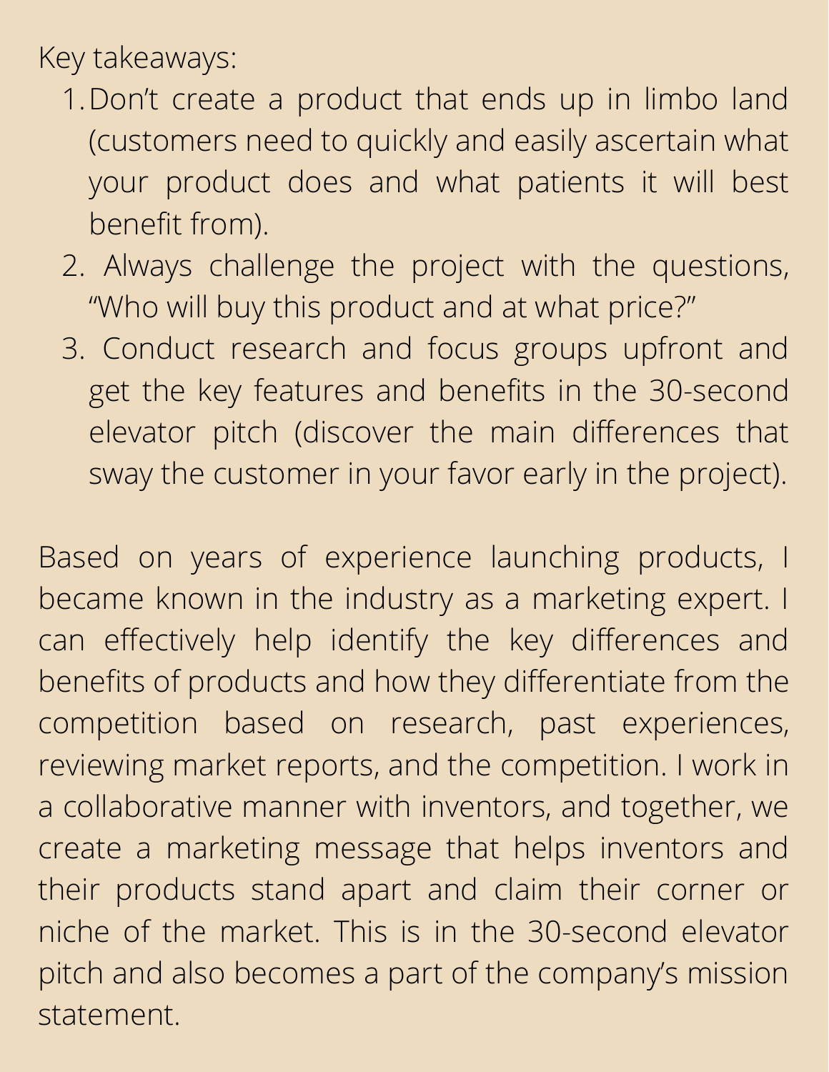Key takeaways:

1. Don't create a product that ends up in limbo land (customers need to quickly and easily ascertain what your product does and what patients it will best benefit from).
2. Always challenge the project with the questions, "Who will buy this product and at what price?"
3. Conduct research and focus groups upfront and get the key features and benefits in the 30-second elevator pitch (discover the main differences that sway the customer in your favor early in the project).

Based on years of experience launching products, I became known in the industry as a marketing expert. I can effectively help identify the key differences and benefits of products and how they differentiate from the competition based on research, past experiences, reviewing market reports, and the competition. I work in a collaborative manner with inventors, and together, we create a marketing message that helps inventors and their products stand apart and claim their corner or niche of the market. This is in the 30-second elevator pitch and also becomes a part of the company's mission statement.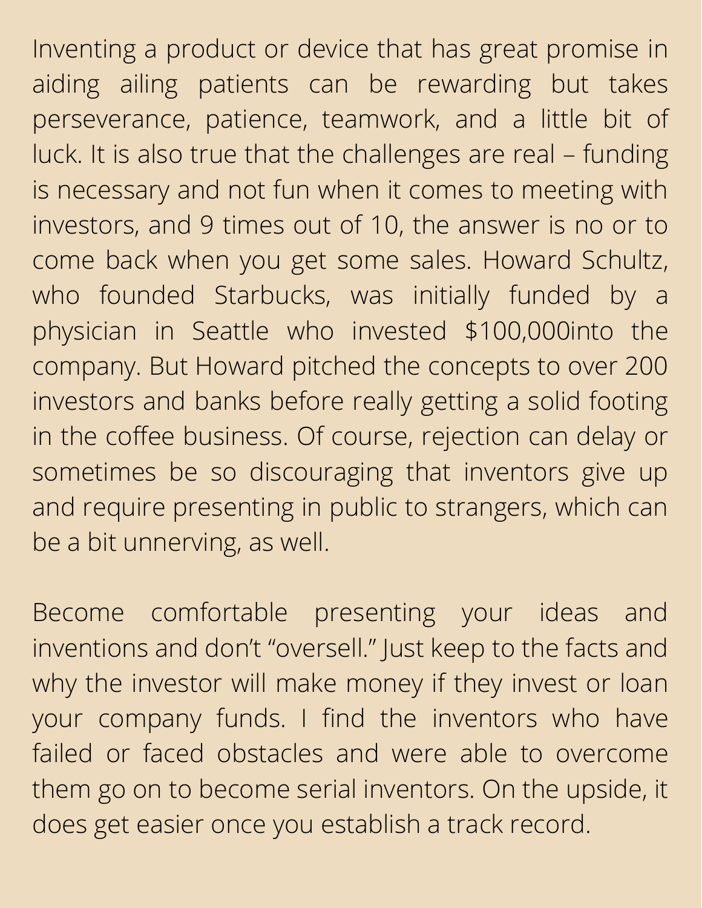Inventing a product or device that has great promise in aiding ailing patients can be rewarding but takes perseverance, patience, teamwork, and a little bit of luck. It is also true that the challenges are real – funding is necessary and not fun when it comes to meeting with investors, and 9 times out of 10, the answer is no or to come back when you get some sales. Howard Schultz, who founded Starbucks, was initially funded by a physician in Seattle who invested $100,000into the company. But Howard pitched the concepts to over 200 investors and banks before really getting a solid footing in the coffee business. Of course, rejection can delay or sometimes be so discouraging that inventors give up and require presenting in public to strangers, which can be a bit unnerving, as well.

Become comfortable presenting your ideas and inventions and don't "oversell." Just keep to the facts and why the investor will make money if they invest or loan your company funds. I find the inventors who have failed or faced obstacles and were able to overcome them go on to become serial inventors. On the upside, it does get easier once you establish a track record.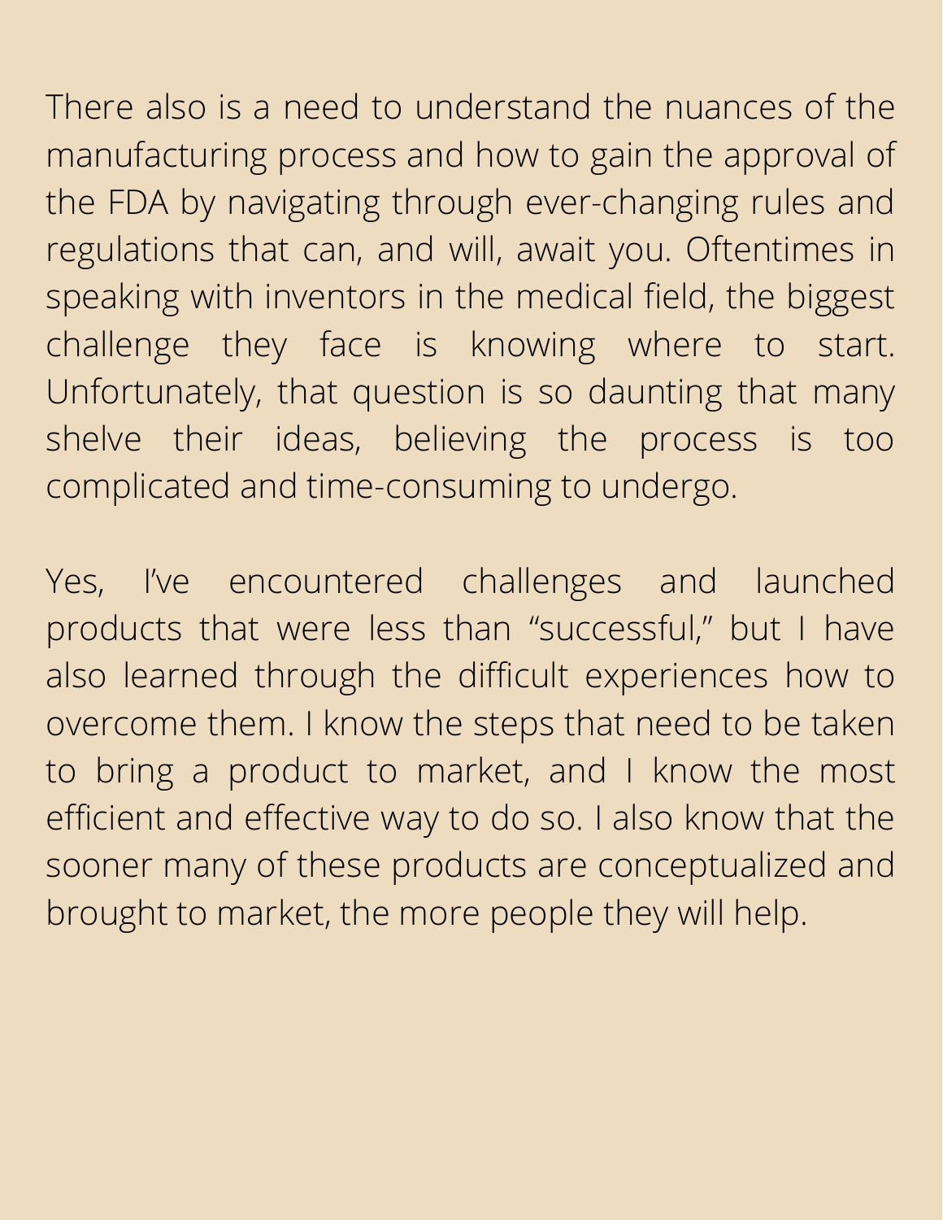There also is a need to understand the nuances of the manufacturing process and how to gain the approval of the FDA by navigating through ever-changing rules and regulations that can, and will, await you. Oftentimes in speaking with inventors in the medical field, the biggest challenge they face is knowing where to start. Unfortunately, that question is so daunting that many shelve their ideas, believing the process is too complicated and time-consuming to undergo.

Yes, I've encountered challenges and launched products that were less than "successful," but I have also learned through the difficult experiences how to overcome them. I know the steps that need to be taken to bring a product to market, and I know the most efficient and effective way to do so. I also know that the sooner many of these products are conceptualized and brought to market, the more people they will help.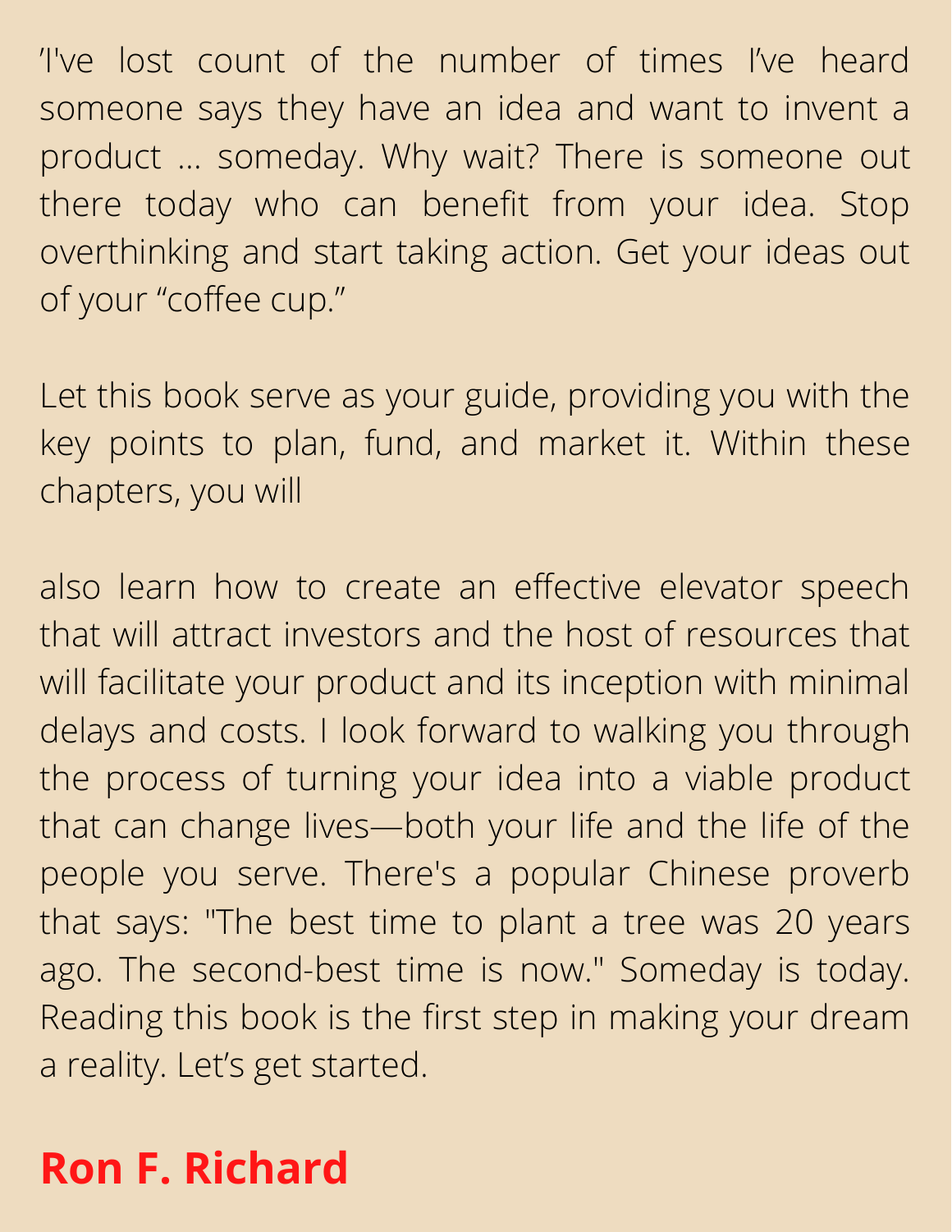'I've lost count of the number of times I've heard someone says they have an idea and want to invent a product ... someday. Why wait? There is someone out there today who can benefit from your idea. Stop overthinking and start taking action. Get your ideas out of your "coffee cup."

Let this book serve as your guide, providing you with the key points to plan, fund, and market it. Within these chapters, you will

also learn how to create an effective elevator speech that will attract investors and the host of resources that will facilitate your product and its inception with minimal delays and costs. I look forward to walking you through the process of turning your idea into a viable product that can change lives—both your life and the life of the people you serve. There's a popular Chinese proverb that says: "The best time to plant a tree was 20 years ago. The second-best time is now." Someday is today. Reading this book is the first step in making your dream a reality. Let's get started.

**Ron F. Richard**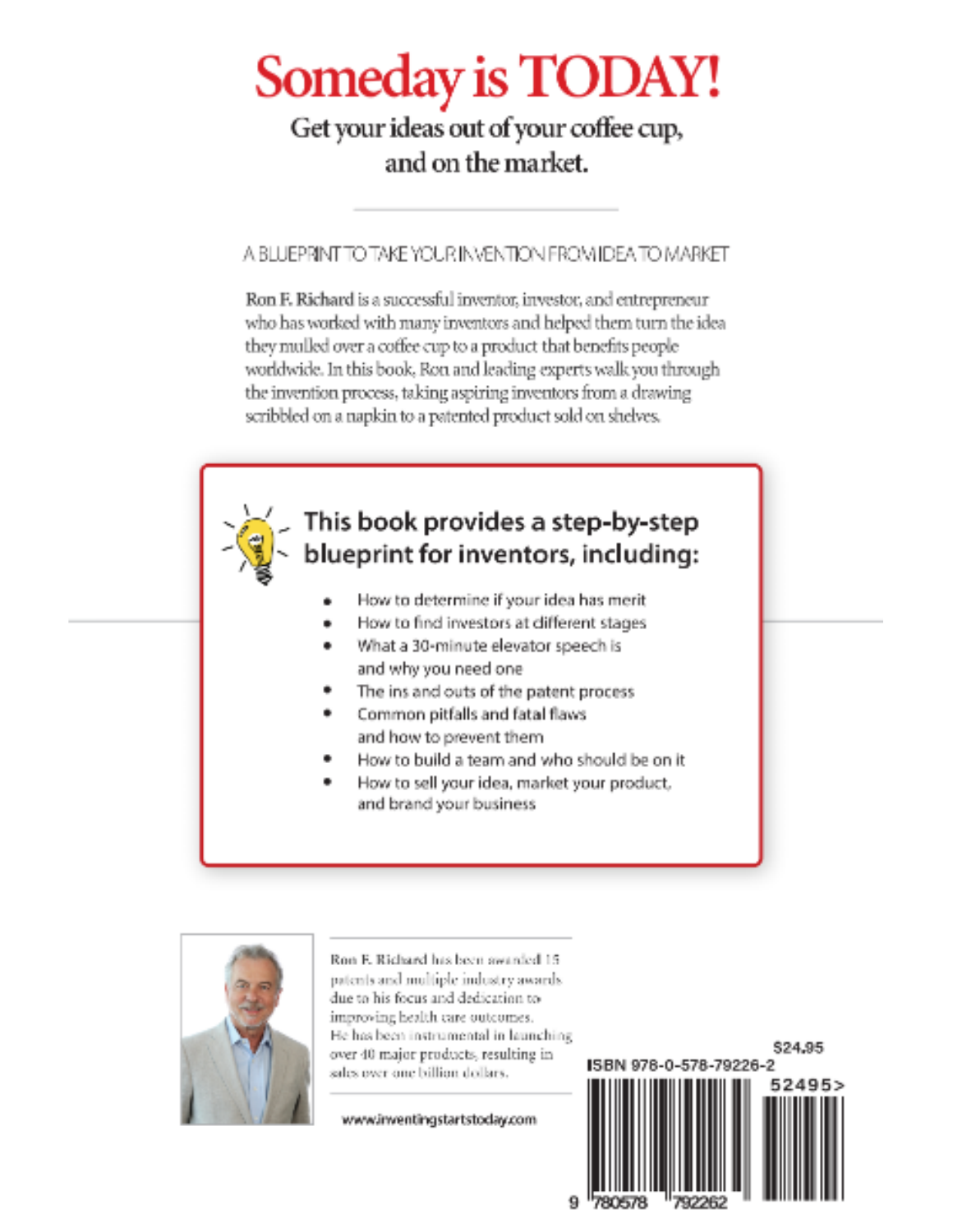# Someday is TODAY!

## Get your ideas out of your coffee cup, and on the market.

---

A BLUEPRINT TO TAKE YOUR INVENTION FROM IDEA TO MARKET

**Ron F. Richard** is a successful inventor, investor, and entrepreneur who has worked with many inventors and helped them turn the idea they mulled over a coffee cup to a product that benefits people worldwide. In this book, Ron and leading experts walk you through the invention process, taking aspiring inventors from a drawing scribbled on a napkin to a patented product sold on shelves.

### This book provides a step-by-step blueprint for inventors, including:

- How to determine if your idea has merit
- How to find investors at different stages
- What a 30-minute elevator speech is and why you need one
- The ins and outs of the patent process
- Common pitfalls and fatal flaws and how to prevent them
- How to build a team and who should be on it
- How to sell your idea, market your product, and brand your business

Ron F. Richard has been awarded 15 patents and multiple industry awards due to his focus and dedication to improving health care outcomes. He has been instrumental in launching over 40 major products, resulting in sales over one billion dollars.

www.inventingstartstoday.com

$24.95

ISBN 978-0-578-79226-2

52495>

9 780578 792262